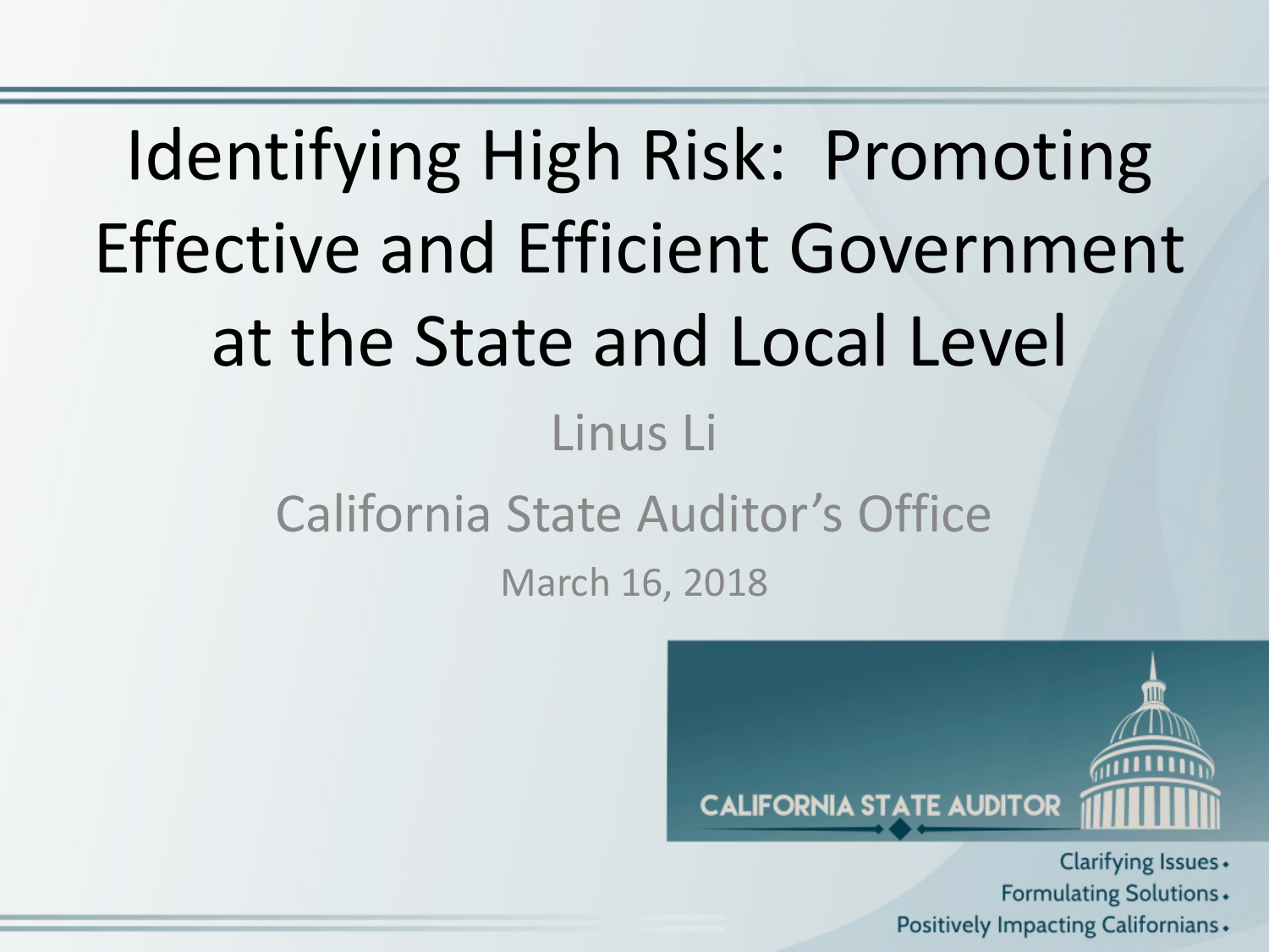# Identifying High Risk: Promoting Effective and Efficient Government at the State and Local Level

Linus Li

California State Auditor's Office

March 16, 2018

CALIFORNIA STATE AUDITOR

Clarifying Issues •
Formulating Solutions •
Positively Impacting Californians •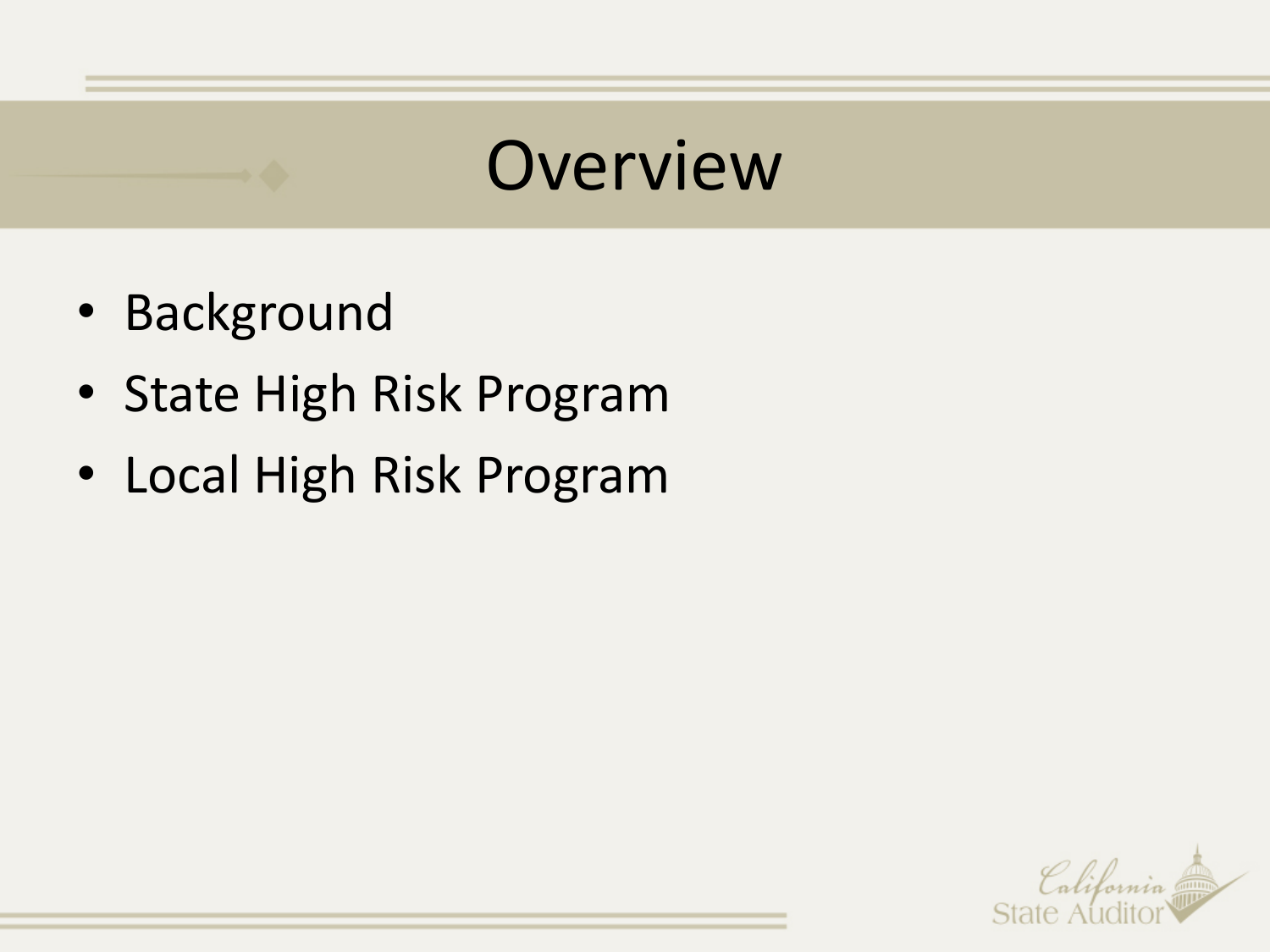# Overview

- Background
- State High Risk Program
- Local High Risk Program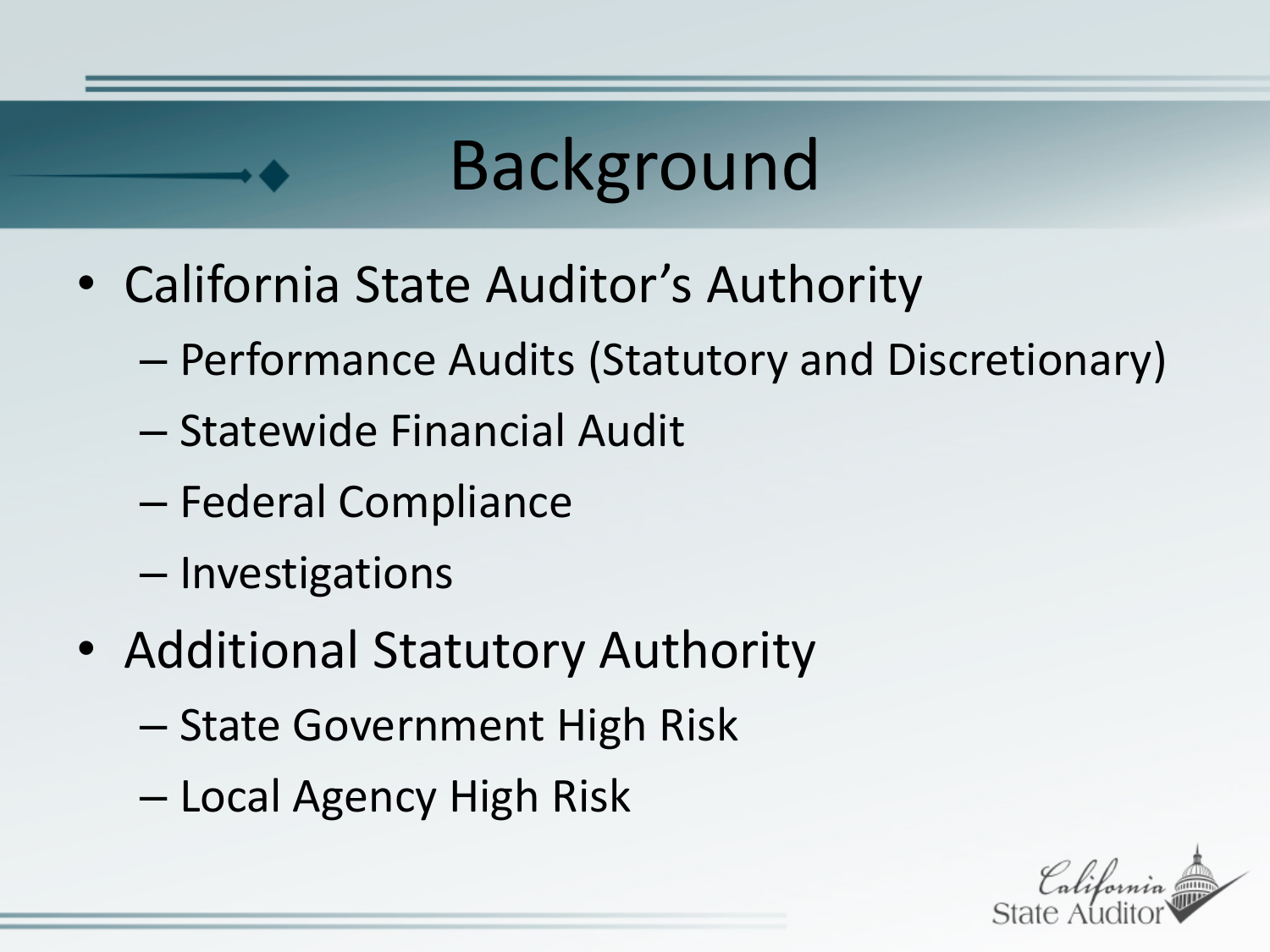# Background

- California State Auditor's Authority
  - Performance Audits (Statutory and Discretionary)
  - Statewide Financial Audit
  - Federal Compliance
  - Investigations
- Additional Statutory Authority
  - State Government High Risk
  - Local Agency High Risk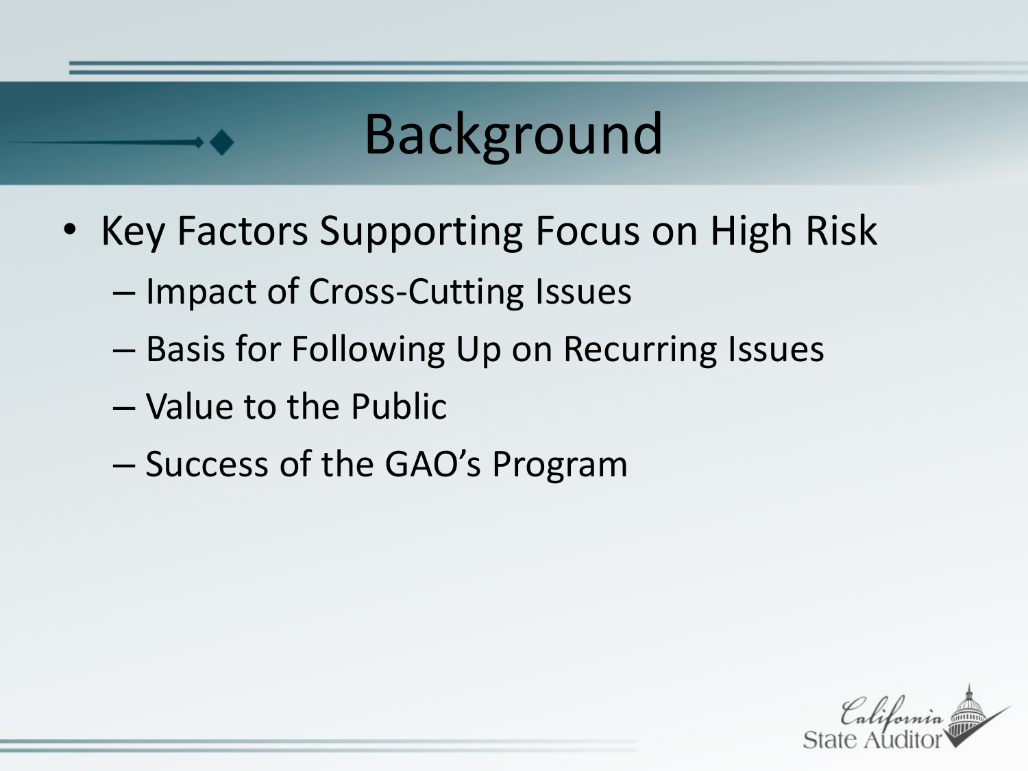# Background

- Key Factors Supporting Focus on High Risk
  - Impact of Cross-Cutting Issues
  - Basis for Following Up on Recurring Issues
  - Value to the Public
  - Success of the GAO's Program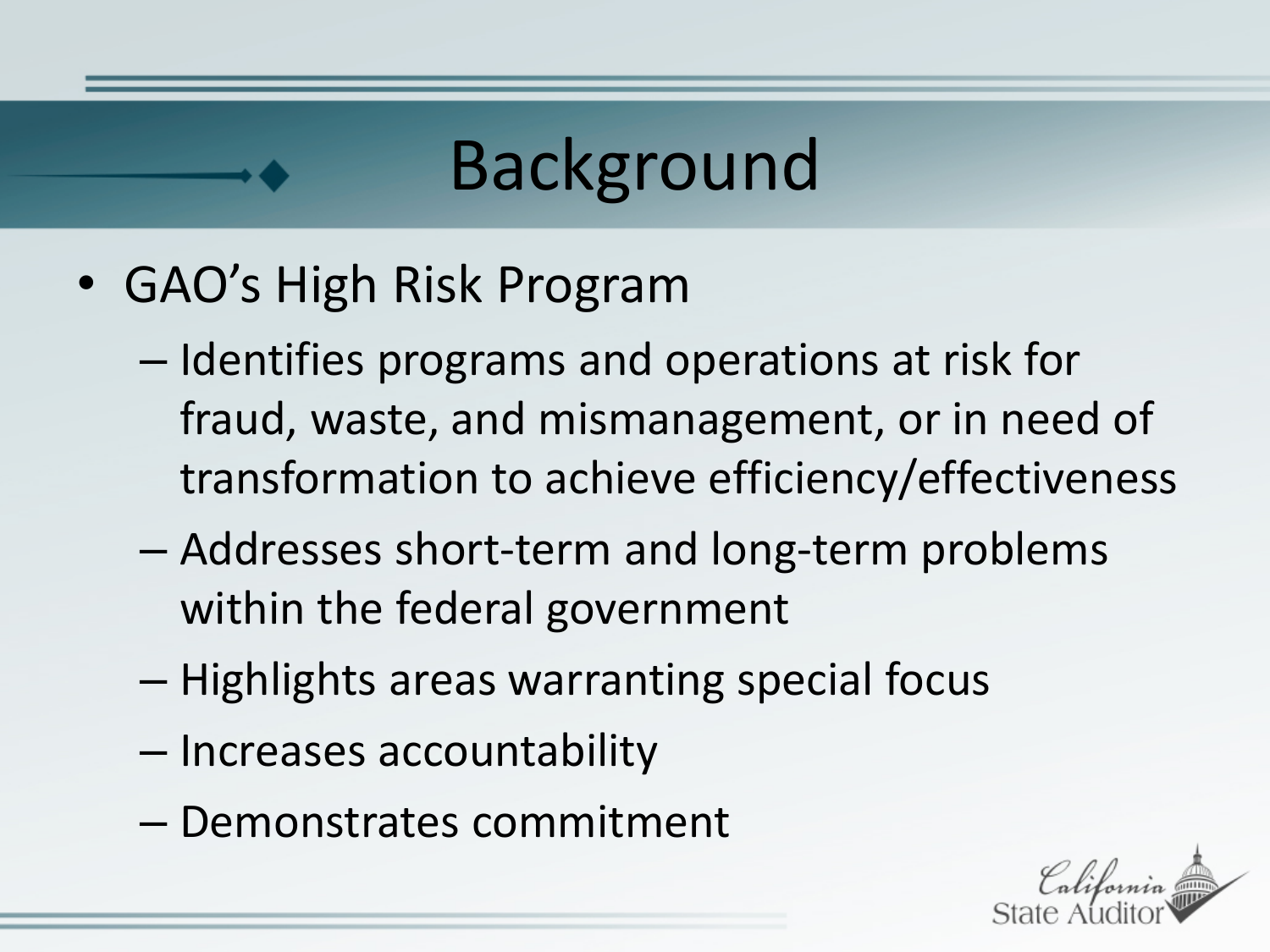# Background

- GAO's High Risk Program
  - Identifies programs and operations at risk for fraud, waste, and mismanagement, or in need of transformation to achieve efficiency/effectiveness
  - Addresses short-term and long-term problems within the federal government
  - Highlights areas warranting special focus
  - Increases accountability
  - Demonstrates commitment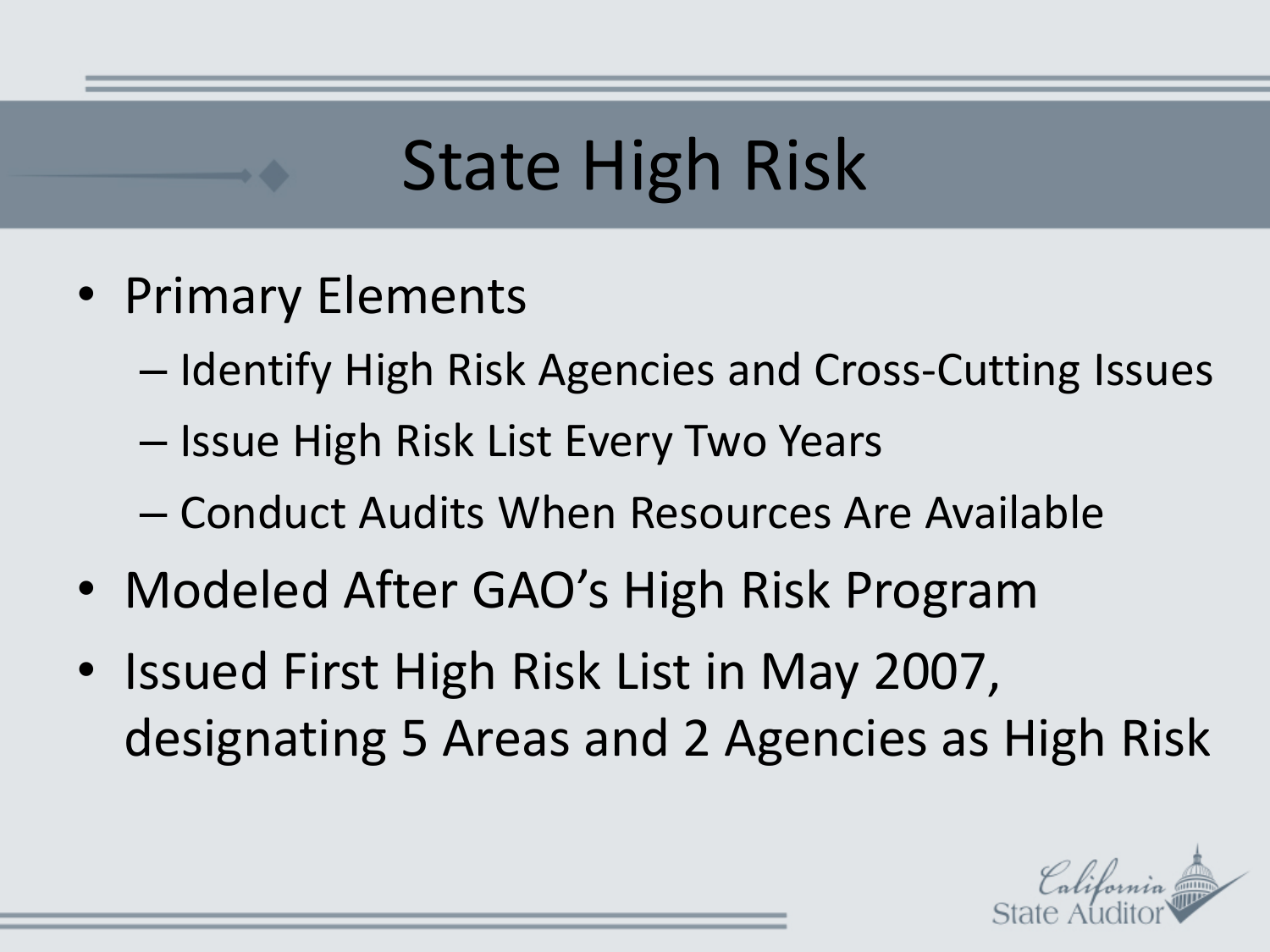# State High Risk

- Primary Elements
  - Identify High Risk Agencies and Cross-Cutting Issues
  - Issue High Risk List Every Two Years
  - Conduct Audits When Resources Are Available
- Modeled After GAO's High Risk Program
- Issued First High Risk List in May 2007, designating 5 Areas and 2 Agencies as High Risk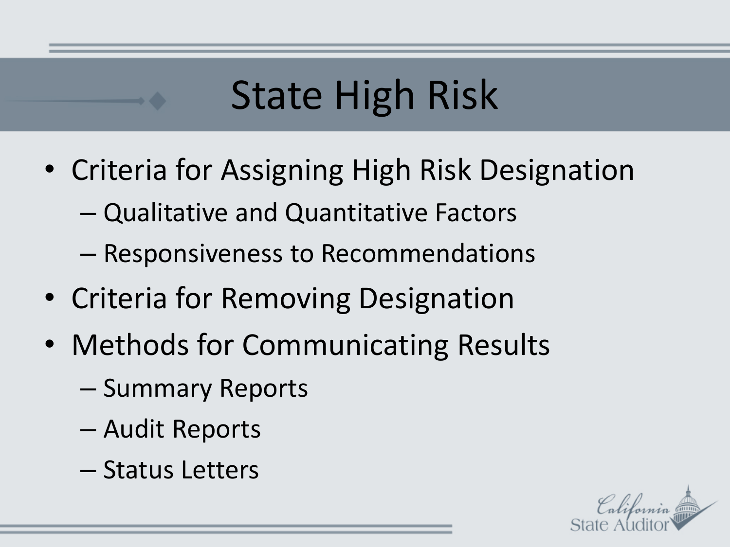# State High Risk

- Criteria for Assigning High Risk Designation
  - Qualitative and Quantitative Factors
  - Responsiveness to Recommendations
- Criteria for Removing Designation
- Methods for Communicating Results
  - Summary Reports
  - Audit Reports
  - Status Letters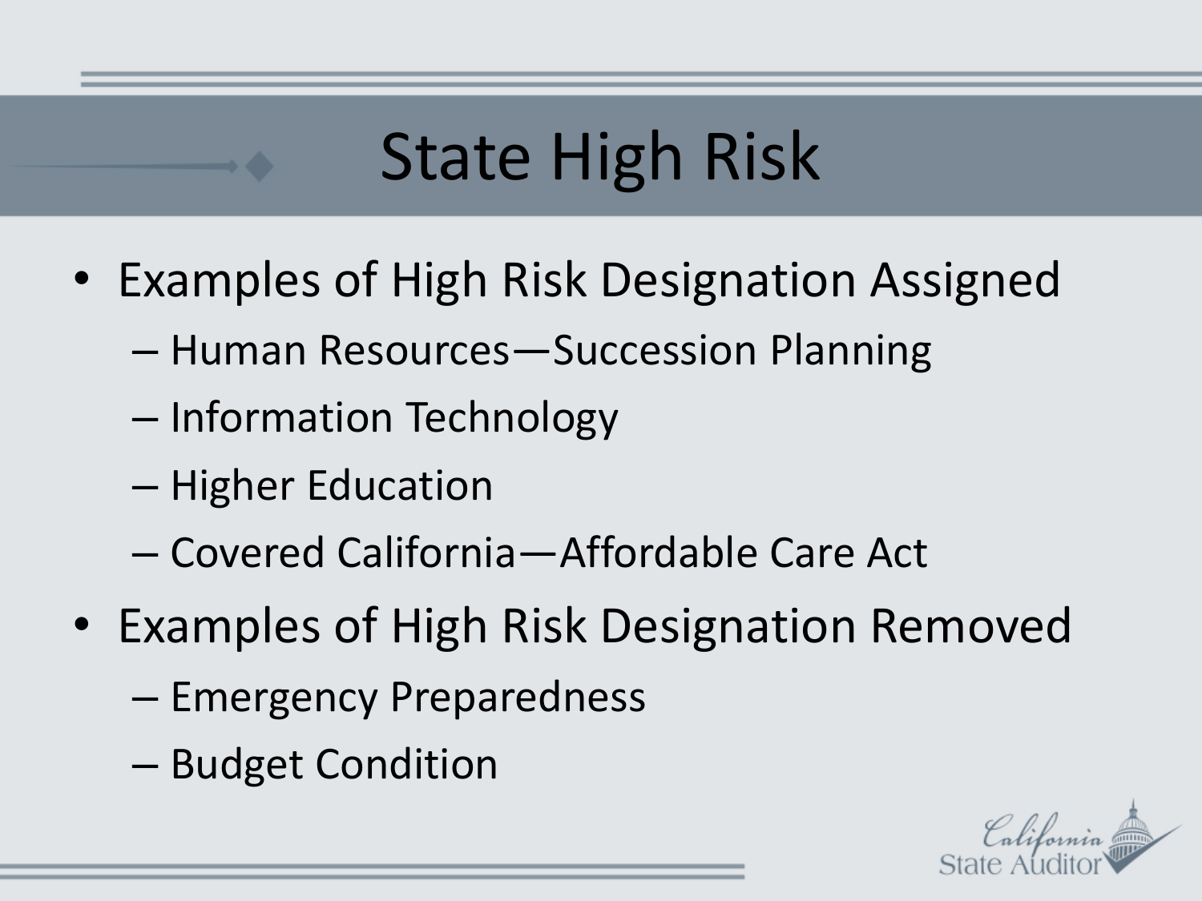# State High Risk

- Examples of High Risk Designation Assigned
  - Human Resources—Succession Planning
  - Information Technology
  - Higher Education
  - Covered California—Affordable Care Act
- Examples of High Risk Designation Removed
  - Emergency Preparedness
  - Budget Condition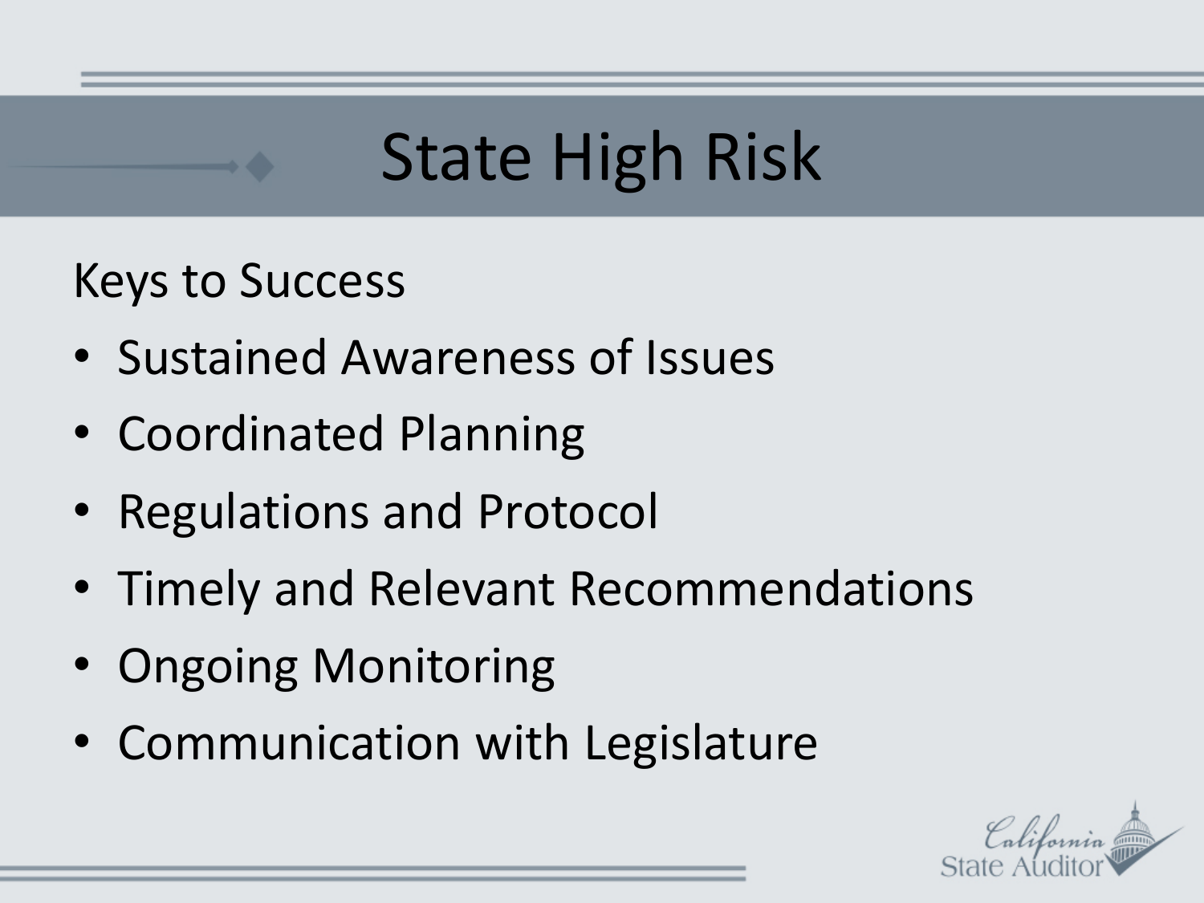# State High Risk

Keys to Success

- Sustained Awareness of Issues
- Coordinated Planning
- Regulations and Protocol
- Timely and Relevant Recommendations
- Ongoing Monitoring
- Communication with Legislature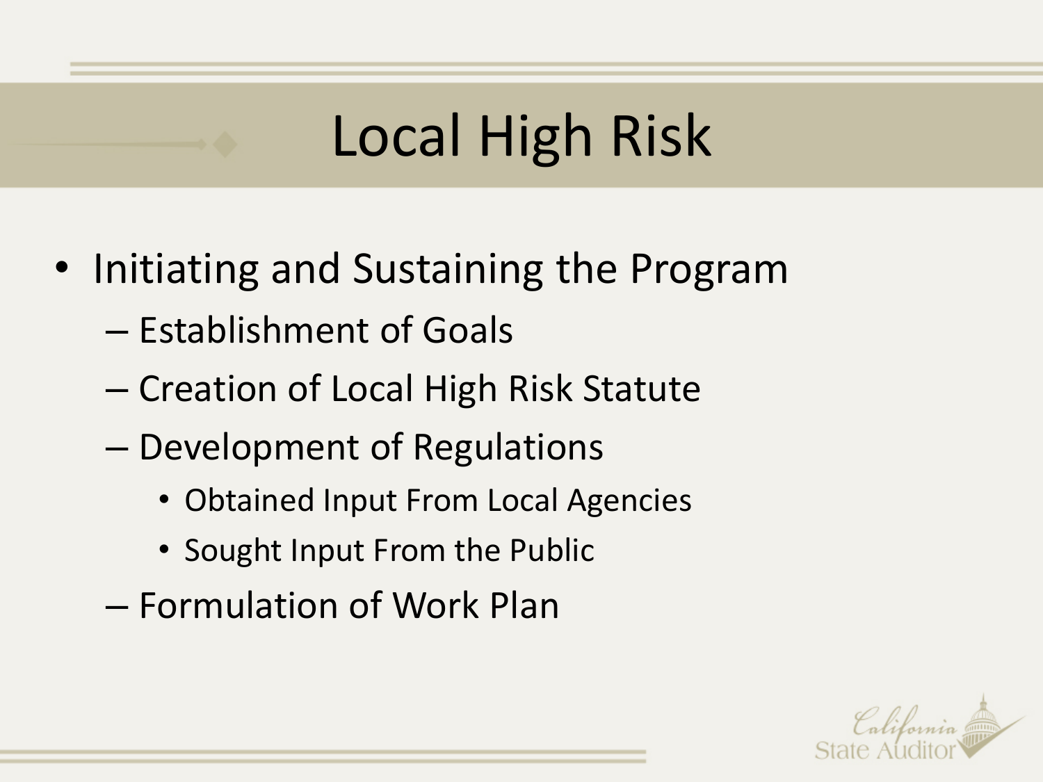# Local High Risk

- Initiating and Sustaining the Program
  - Establishment of Goals
  - Creation of Local High Risk Statute
  - Development of Regulations
    - Obtained Input From Local Agencies
    - Sought Input From the Public
  - Formulation of Work Plan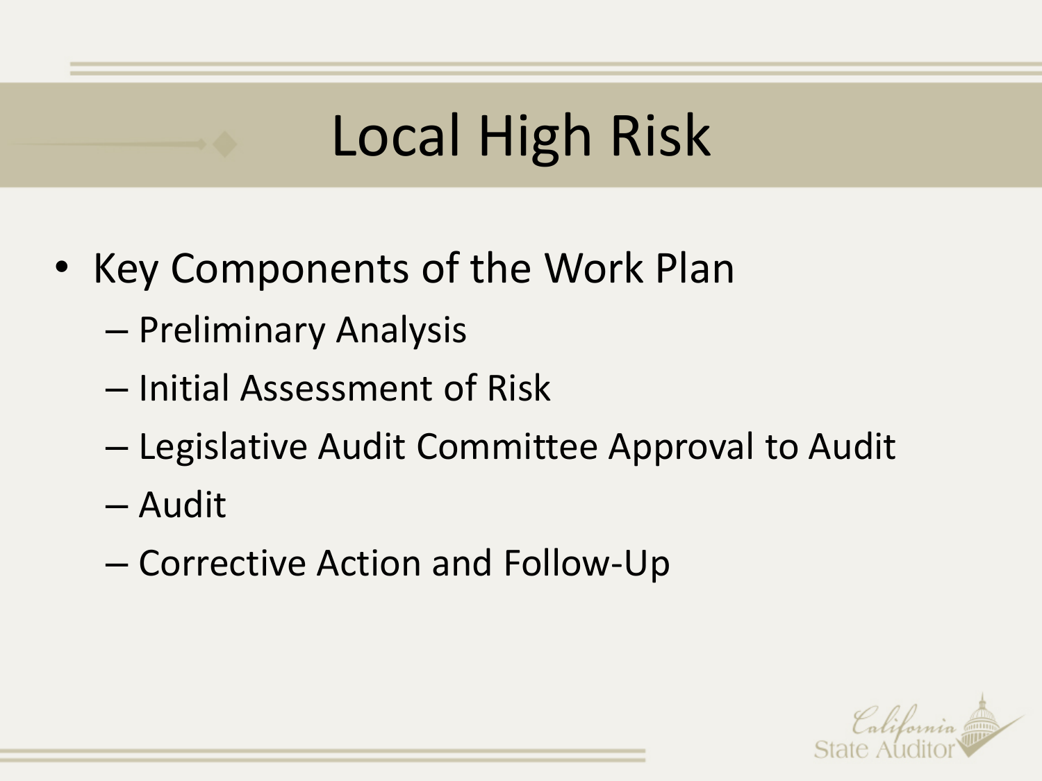# Local High Risk

- Key Components of the Work Plan
  - Preliminary Analysis
  - Initial Assessment of Risk
  - Legislative Audit Committee Approval to Audit
  - Audit
  - Corrective Action and Follow-Up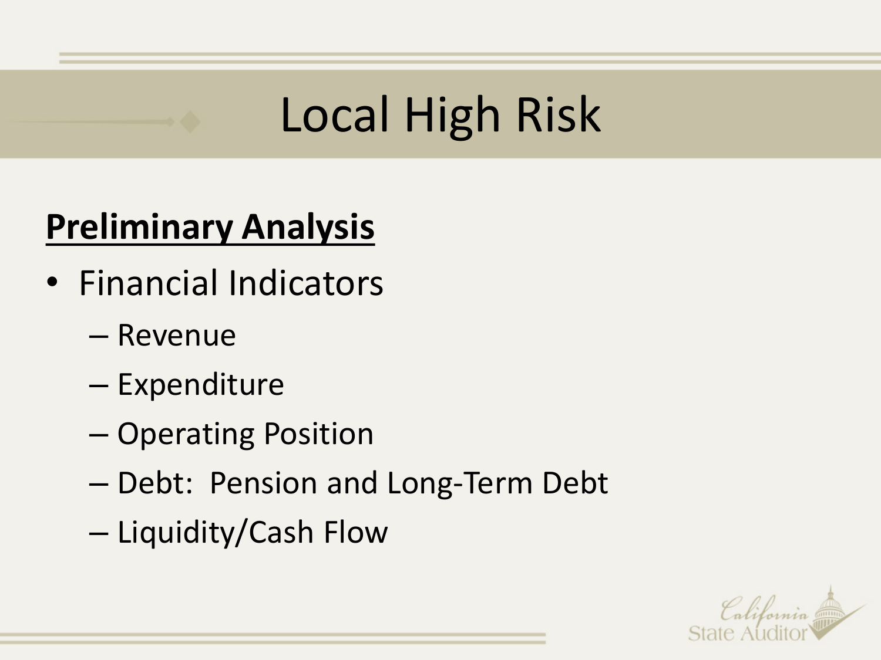# Local High Risk

**Preliminary Analysis**

- Financial Indicators
  - Revenue
  - Expenditure
  - Operating Position
  - Debt: Pension and Long-Term Debt
  - Liquidity/Cash Flow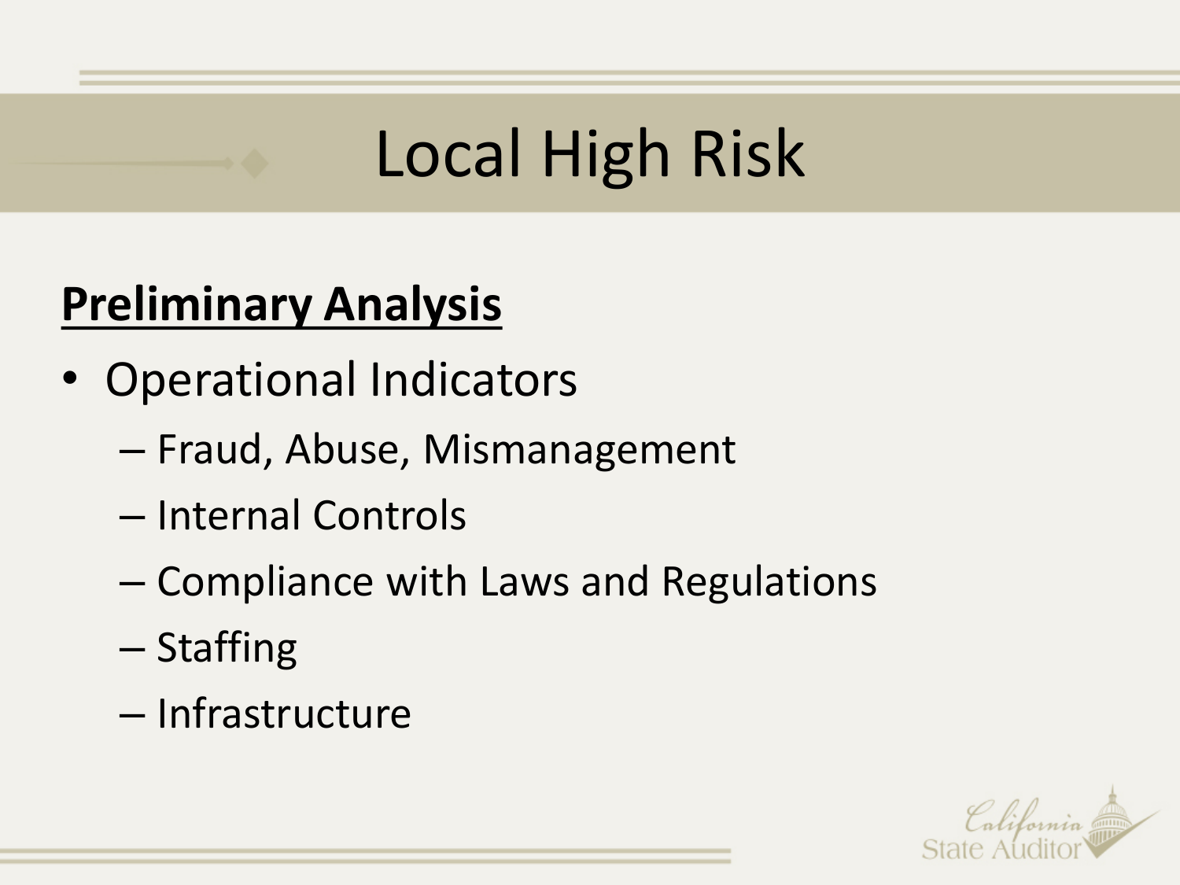# Local High Risk

**<u>Preliminary Analysis</u>**

- Operational Indicators
  - Fraud, Abuse, Mismanagement
  - Internal Controls
  - Compliance with Laws and Regulations
  - Staffing
  - Infrastructure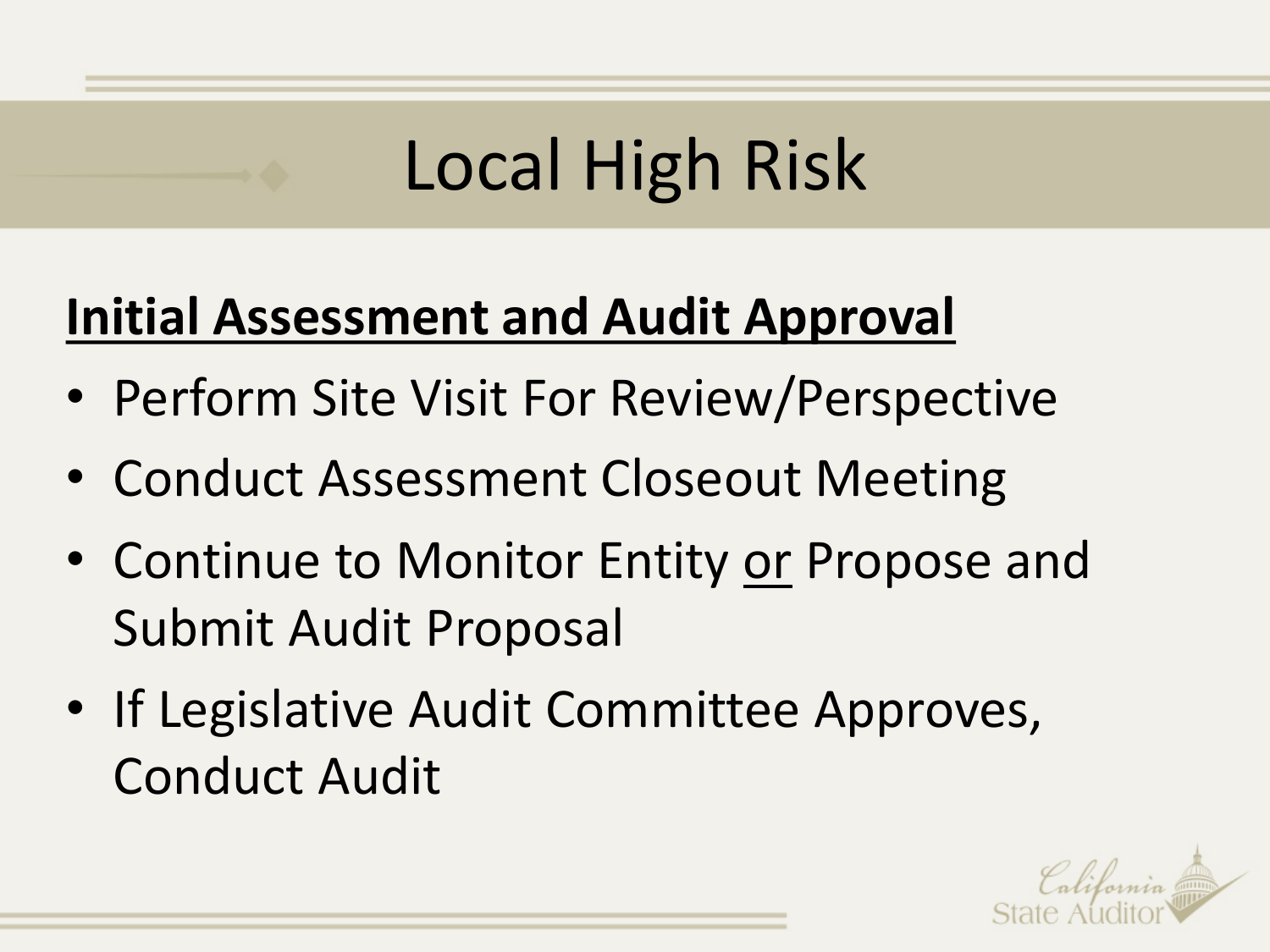# Local High Risk

**Initial Assessment and Audit Approval**

- Perform Site Visit For Review/Perspective
- Conduct Assessment Closeout Meeting
- Continue to Monitor Entity or Propose and Submit Audit Proposal
- If Legislative Audit Committee Approves, Conduct Audit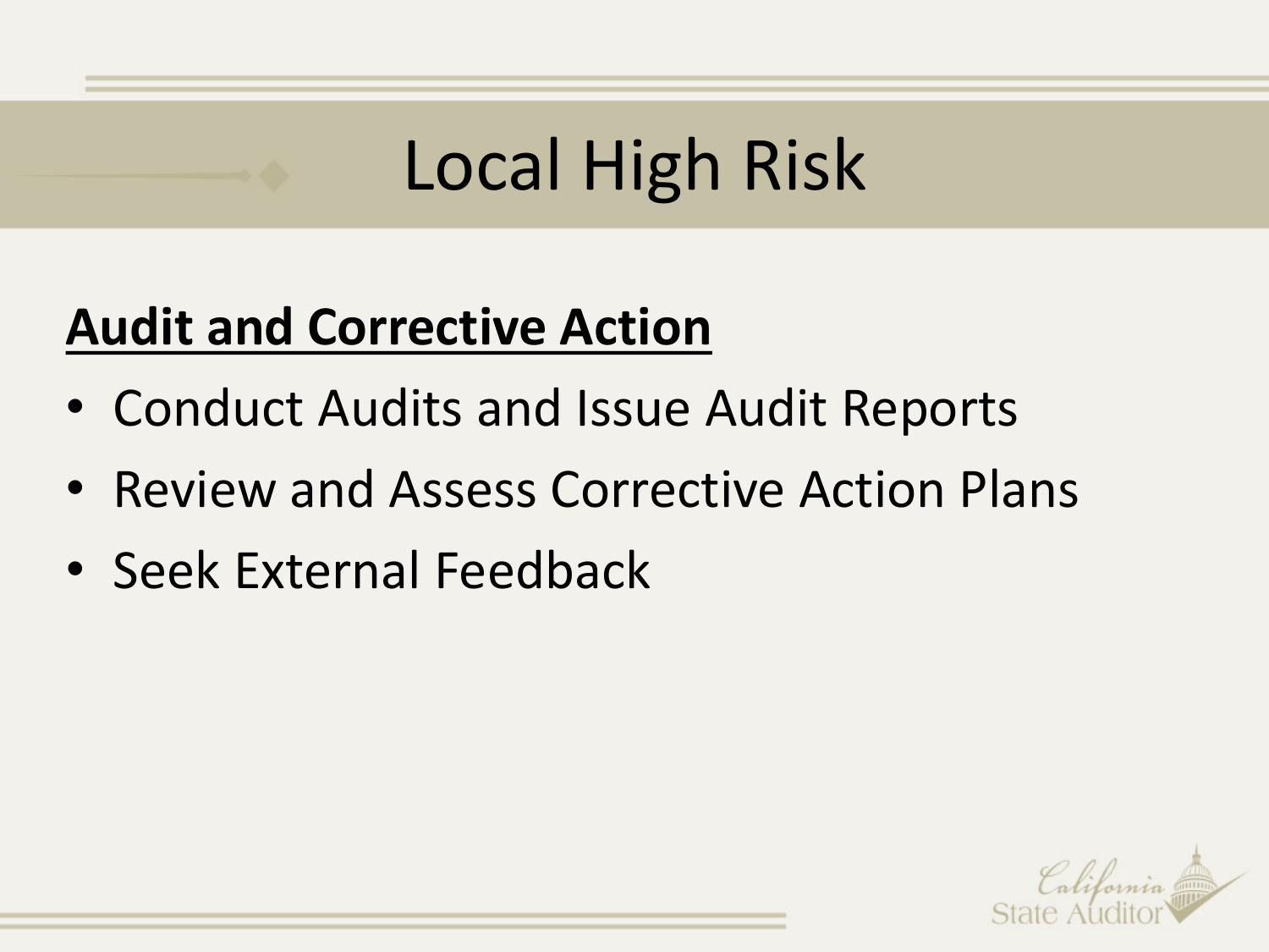# Local High Risk

**Audit and Corrective Action**

- Conduct Audits and Issue Audit Reports
- Review and Assess Corrective Action Plans
- Seek External Feedback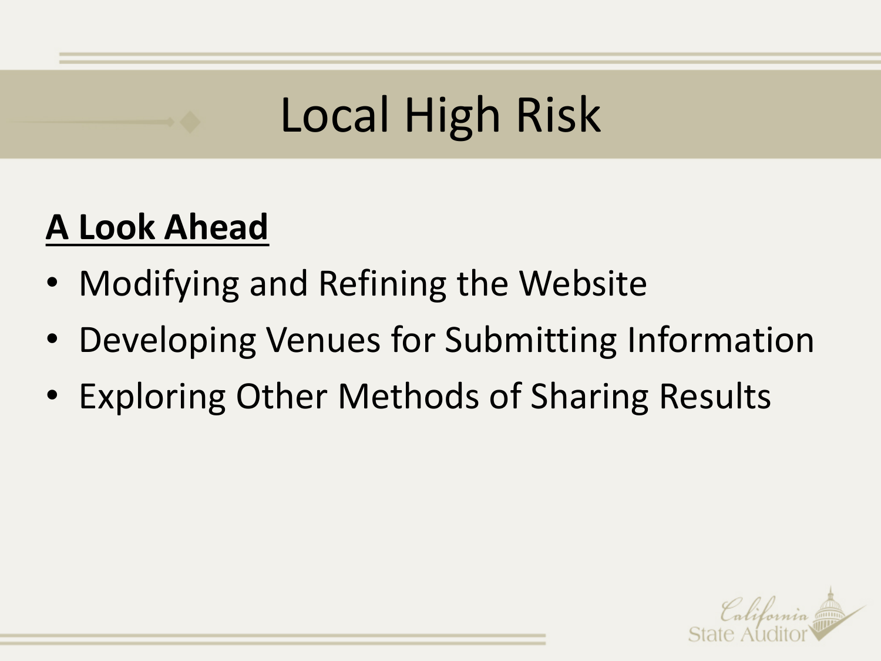# Local High Risk

**A Look Ahead**

- Modifying and Refining the Website
- Developing Venues for Submitting Information
- Exploring Other Methods of Sharing Results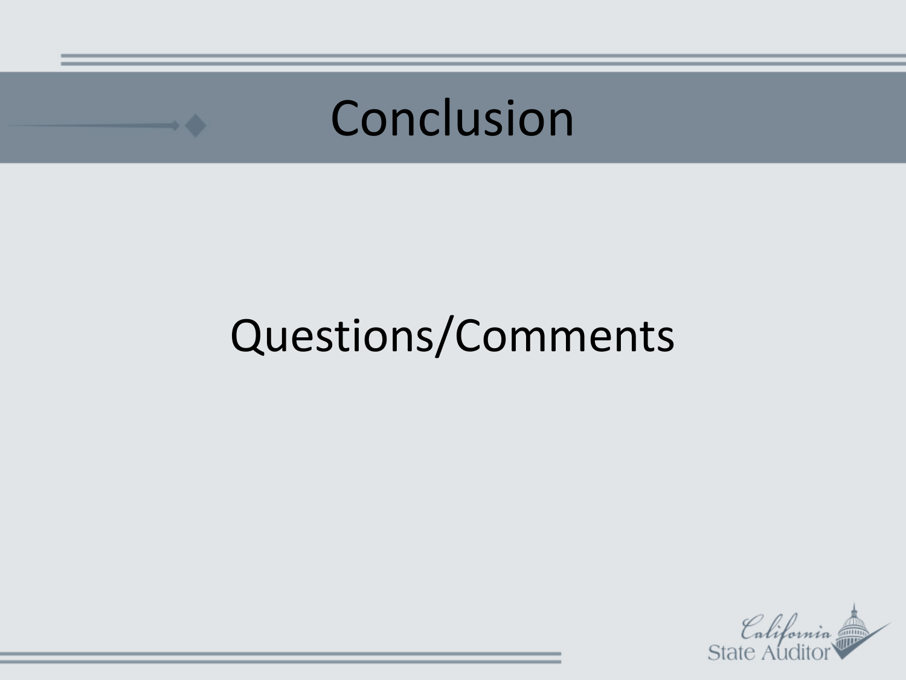# Conclusion

Questions/Comments